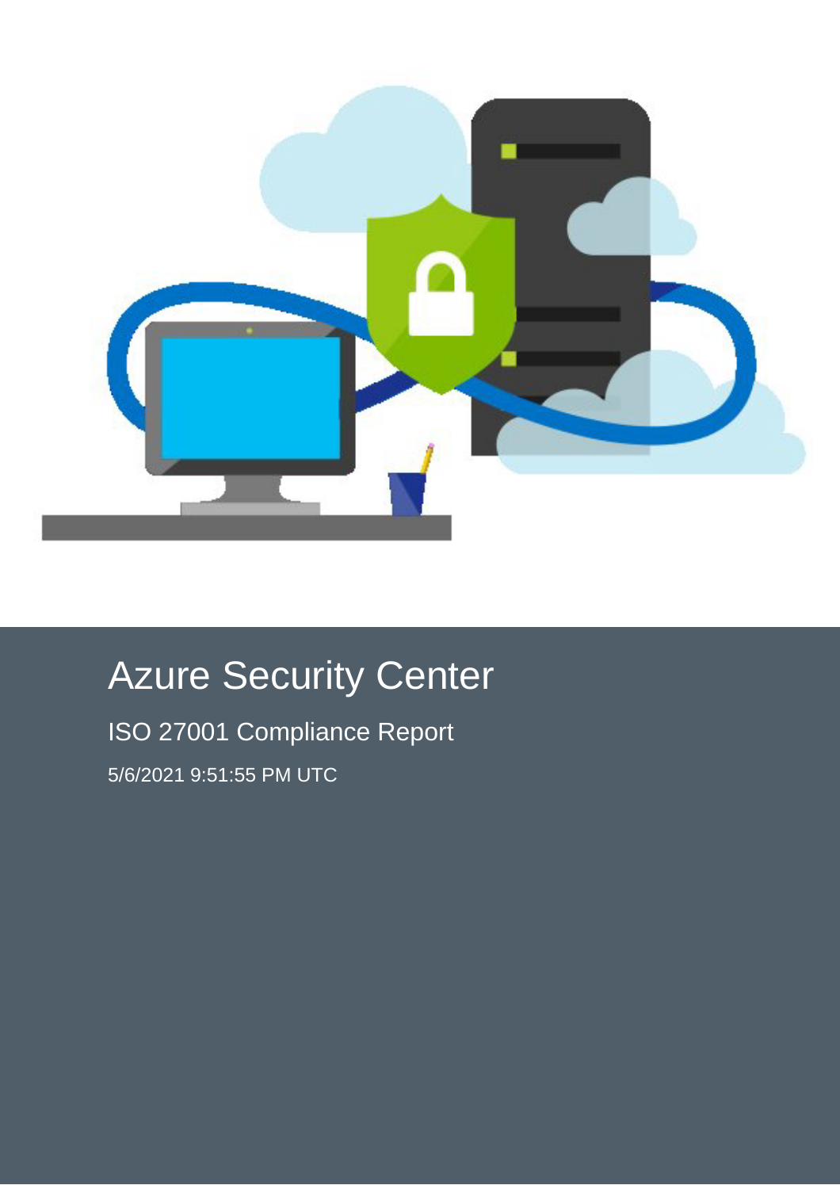# Azure Security Center

## ISO 27001 Compliance Report

5/6/2021 9:51:55 PM UTC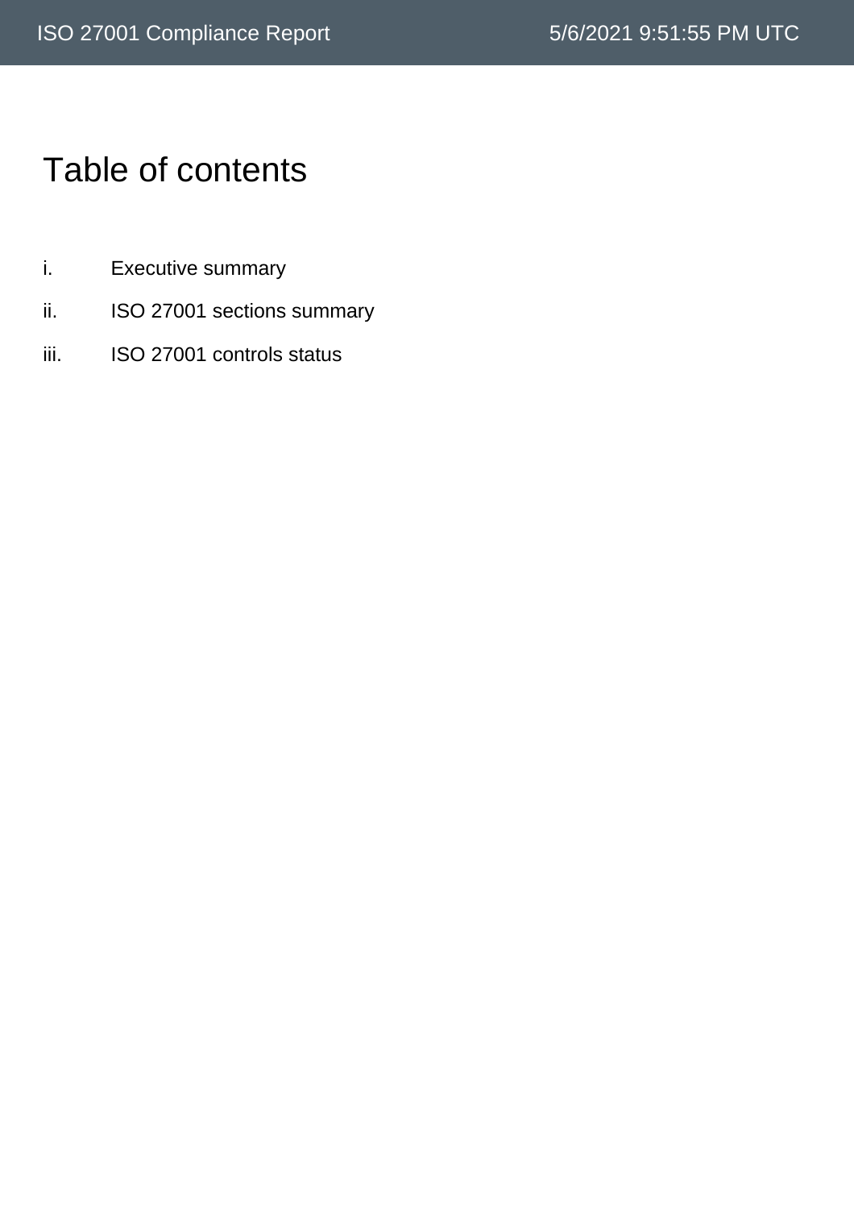# Table of contents

i. Executive summary

ii. ISO 27001 sections summary

iii. ISO 27001 controls status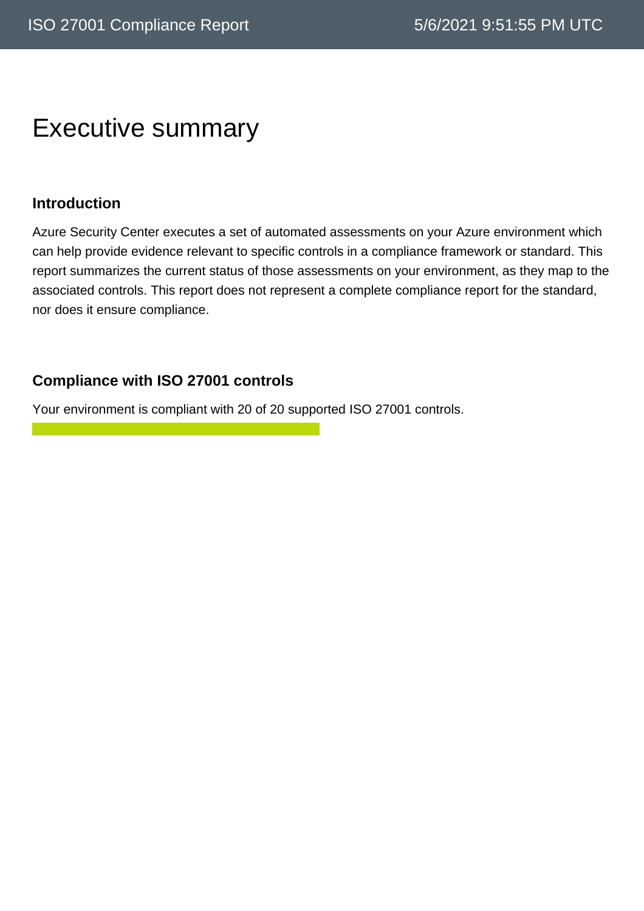# Executive summary

### Introduction

Azure Security Center executes a set of automated assessments on your Azure environment which can help provide evidence relevant to specific controls in a compliance framework or standard. This report summarizes the current status of those assessments on your environment, as they map to the associated controls. This report does not represent a complete compliance report for the standard, nor does it ensure compliance.

### Compliance with ISO 27001 controls

Your environment is compliant with 20 of 20 supported ISO 27001 controls.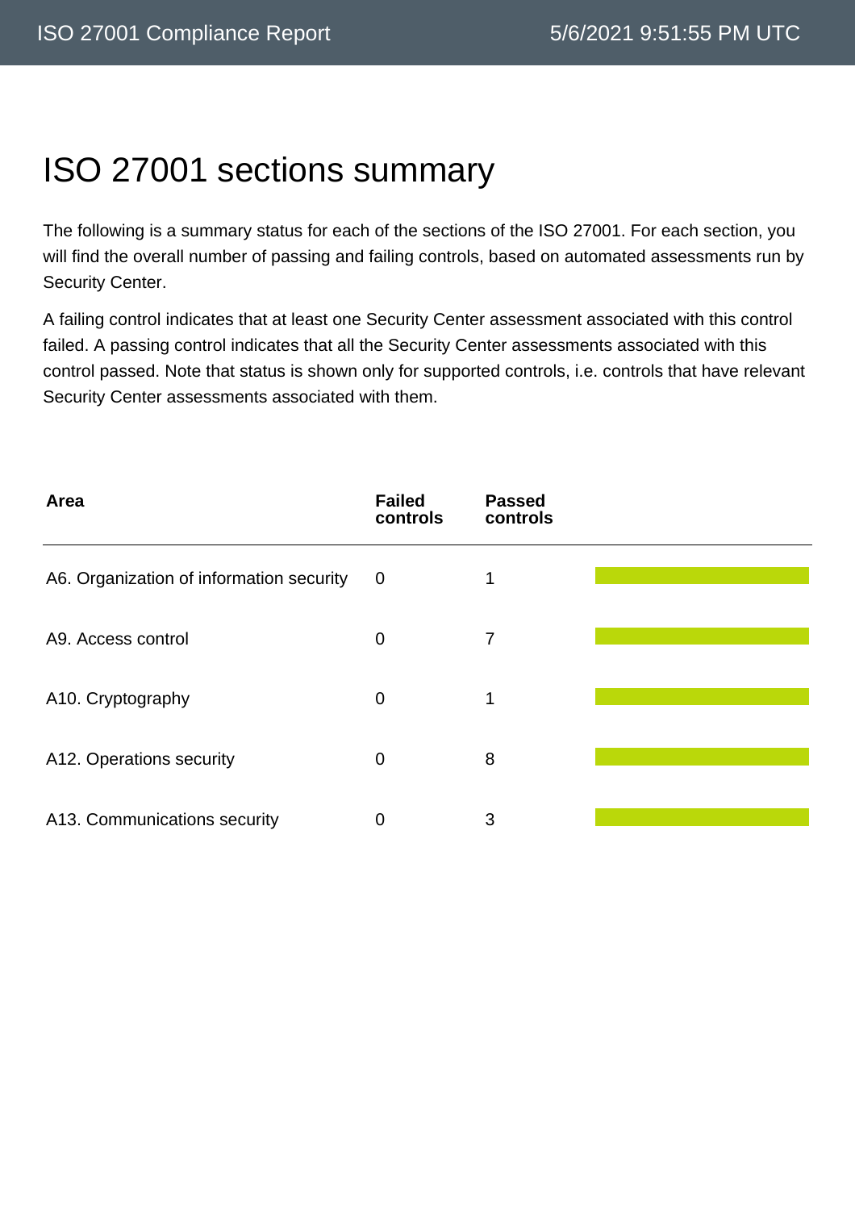# ISO 27001 sections summary

The following is a summary status for each of the sections of the ISO 27001. For each section, you will find the overall number of passing and failing controls, based on automated assessments run by Security Center.

A failing control indicates that at least one Security Center assessment associated with this control failed. A passing control indicates that all the Security Center assessments associated with this control passed. Note that status is shown only for supported controls, i.e. controls that have relevant Security Center assessments associated with them.

| Area | Failed controls | Passed controls |
|---|---|---|
| A6. Organization of information security | 0 | 1 |
| A9. Access control | 0 | 7 |
| A10. Cryptography | 0 | 1 |
| A12. Operations security | 0 | 8 |
| A13. Communications security | 0 | 3 |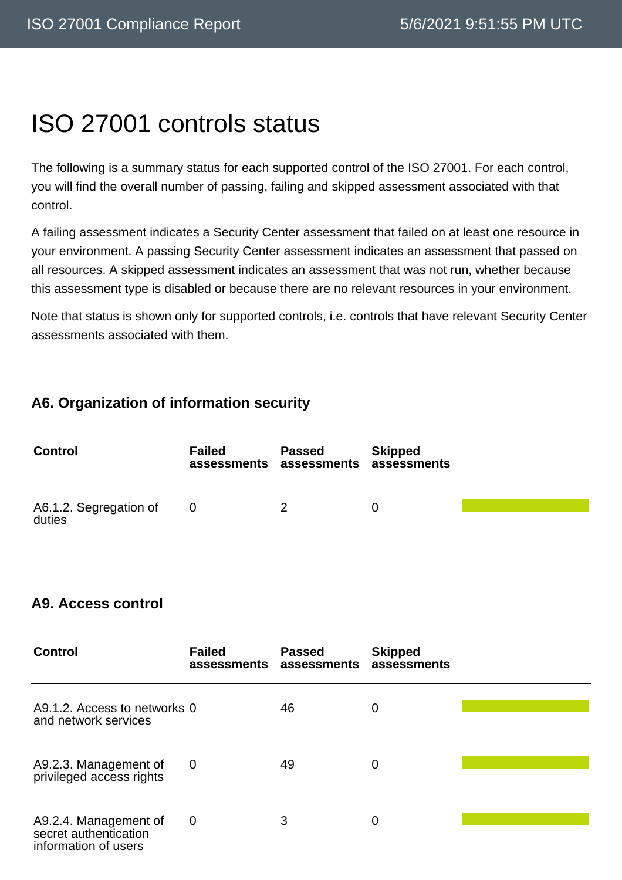# ISO 27001 controls status

The following is a summary status for each supported control of the ISO 27001. For each control, you will find the overall number of passing, failing and skipped assessment associated with that control.

A failing assessment indicates a Security Center assessment that failed on at least one resource in your environment. A passing Security Center assessment indicates an assessment that passed on all resources. A skipped assessment indicates an assessment that was not run, whether because this assessment type is disabled or because there are no relevant resources in your environment.

Note that status is shown only for supported controls, i.e. controls that have relevant Security Center assessments associated with them.

### A6. Organization of information security

| Control | Failed assessments | Passed assessments | Skipped assessments |
| --- | --- | --- | --- |
| A6.1.2. Segregation of duties | 0 | 2 | 0 |

### A9. Access control

| Control | Failed assessments | Passed assessments | Skipped assessments |
| --- | --- | --- | --- |
| A9.1.2. Access to networks and network services | 0 | 46 | 0 |
| A9.2.3. Management of privileged access rights | 0 | 49 | 0 |
| A9.2.4. Management of secret authentication information of users | 0 | 3 | 0 |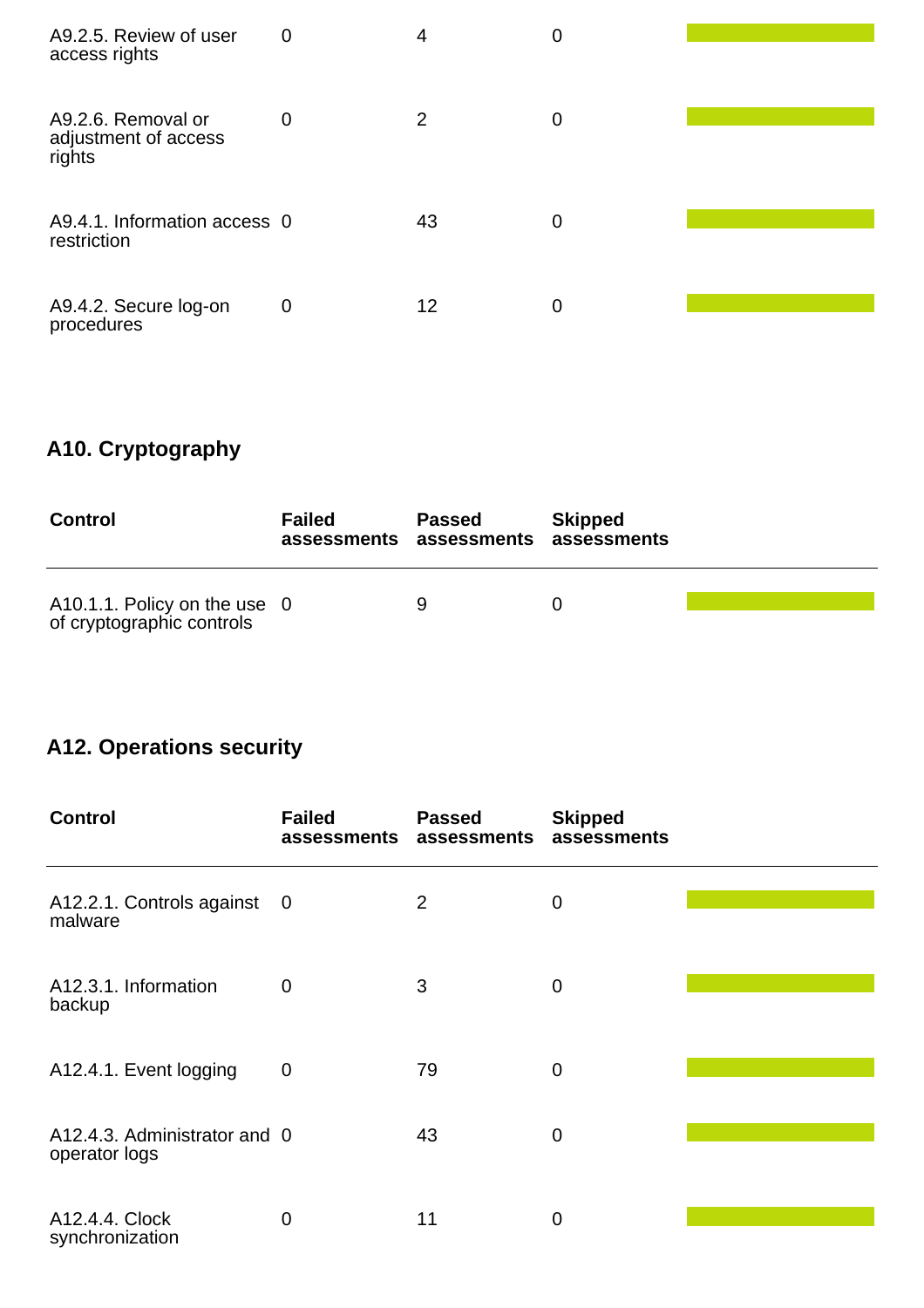| Control | Failed assessments | Passed assessments | Skipped assessments |
|---|---|---|---|
| A9.2.5. Review of user access rights | 0 | 4 | 0 |
| A9.2.6. Removal or adjustment of access rights | 0 | 2 | 0 |
| A9.4.1. Information access restriction | 0 | 43 | 0 |
| A9.4.2. Secure log-on procedures | 0 | 12 | 0 |

## A10. Cryptography

| Control | Failed assessments | Passed assessments | Skipped assessments |
|---|---|---|---|
| A10.1.1. Policy on the use of cryptographic controls | 0 | 9 | 0 |

## A12. Operations security

| Control | Failed assessments | Passed assessments | Skipped assessments |
|---|---|---|---|
| A12.2.1. Controls against malware | 0 | 2 | 0 |
| A12.3.1. Information backup | 0 | 3 | 0 |
| A12.4.1. Event logging | 0 | 79 | 0 |
| A12.4.3. Administrator and operator logs | 0 | 43 | 0 |
| A12.4.4. Clock synchronization | 0 | 11 | 0 |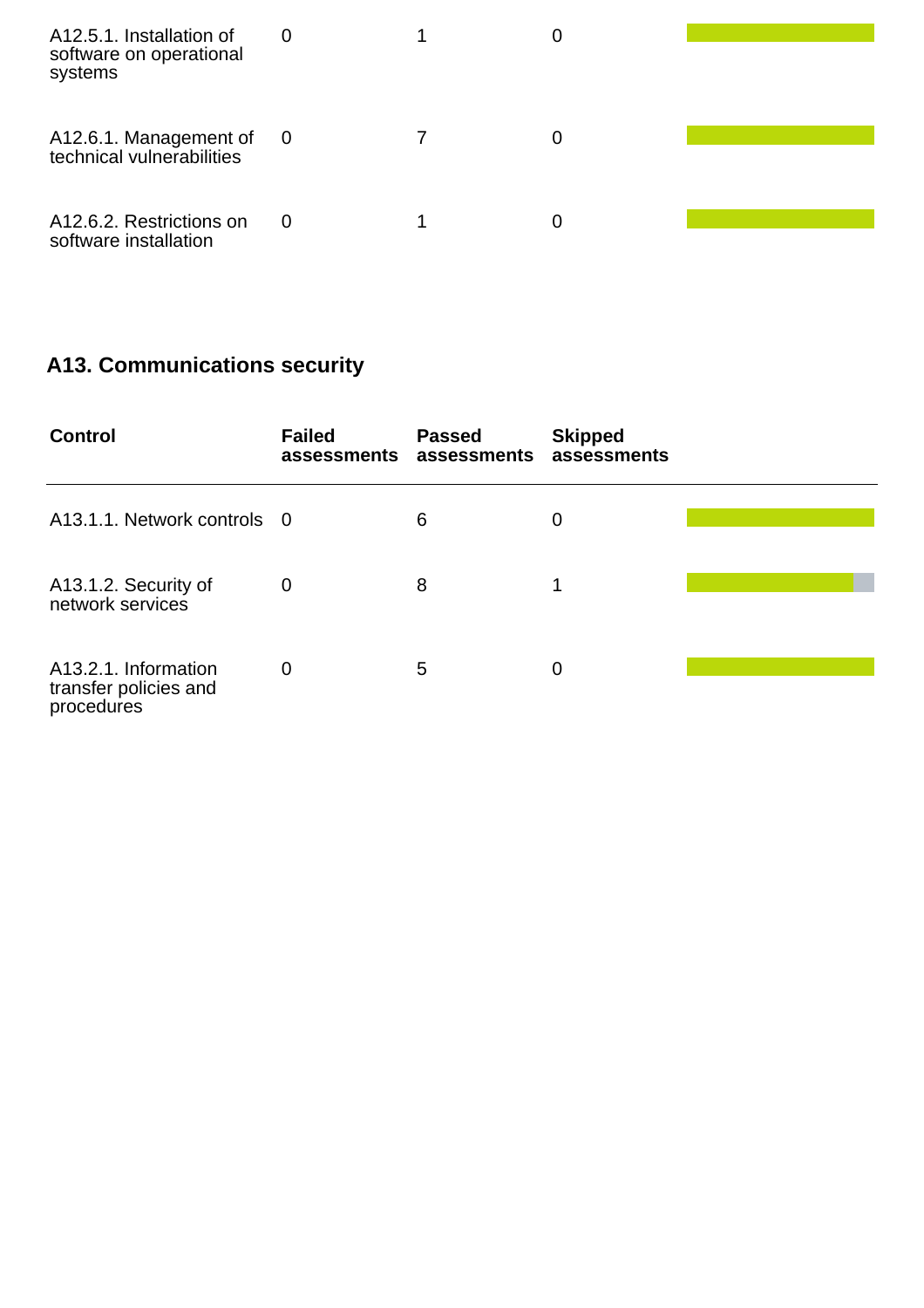| | | | | |
|---|---|---|---|---|
| A12.5.1. Installation of software on operational systems | 0 | 1 | 0 | |
| A12.6.1. Management of technical vulnerabilities | 0 | 7 | 0 | |
| A12.6.2. Restrictions on software installation | 0 | 1 | 0 | |

## A13. Communications security

| Control | Failed assessments | Passed assessments | Skipped assessments | |
|---|---|---|---|---|
| A13.1.1. Network controls | 0 | 6 | 0 | |
| A13.1.2. Security of network services | 0 | 8 | 1 | |
| A13.2.1. Information transfer policies and procedures | 0 | 5 | 0 | |